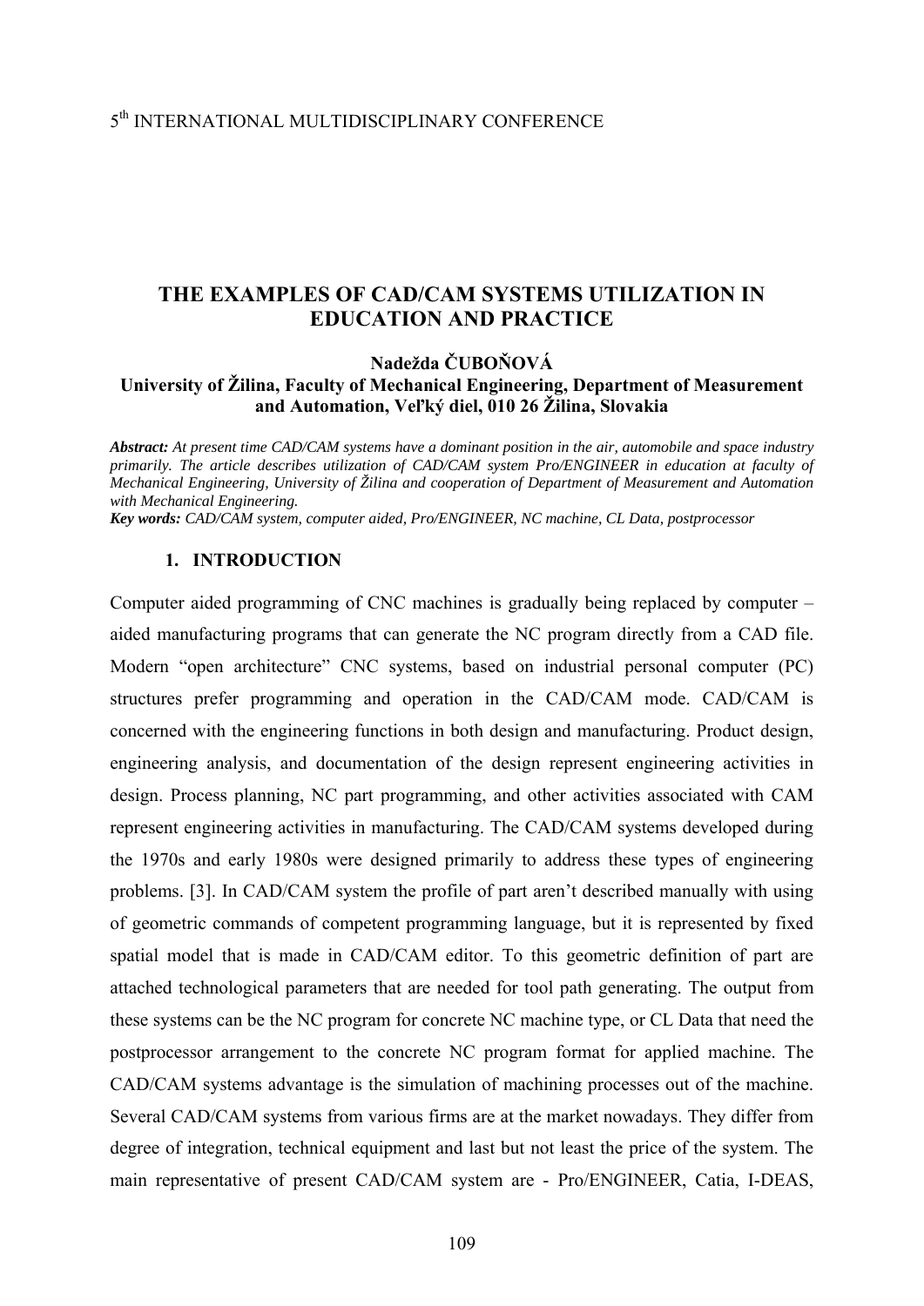# THE EXAMPLES OF CAD/CAM SYSTEMS UTILIZATION IN EDUCATION AND PRACTICE

**Nadežda ČUBOŇOVÁ**
**University of Žilina, Faculty of Mechanical Engineering, Department of Measurement and Automation, Veľký diel, 010 26 Žilina, Slovakia**

***Abstract:*** *At present time CAD/CAM systems have a dominant position in the air, automobile and space industry primarily. The article describes utilization of CAD/CAM system Pro/ENGINEER in education at faculty of Mechanical Engineering, University of Žilina and cooperation of Department of Measurement and Automation with Mechanical Engineering.*
***Key words:*** *CAD/CAM system, computer aided, Pro/ENGINEER, NC machine, CL Data, postprocessor*

## 1. INTRODUCTION

Computer aided programming of CNC machines is gradually being replaced by computer – aided manufacturing programs that can generate the NC program directly from a CAD file. Modern "open architecture" CNC systems, based on industrial personal computer (PC) structures prefer programming and operation in the CAD/CAM mode. CAD/CAM is concerned with the engineering functions in both design and manufacturing. Product design, engineering analysis, and documentation of the design represent engineering activities in design. Process planning, NC part programming, and other activities associated with CAM represent engineering activities in manufacturing. The CAD/CAM systems developed during the 1970s and early 1980s were designed primarily to address these types of engineering problems. [3]. In CAD/CAM system the profile of part aren't described manually with using of geometric commands of competent programming language, but it is represented by fixed spatial model that is made in CAD/CAM editor. To this geometric definition of part are attached technological parameters that are needed for tool path generating. The output from these systems can be the NC program for concrete NC machine type, or CL Data that need the postprocessor arrangement to the concrete NC program format for applied machine. The CAD/CAM systems advantage is the simulation of machining processes out of the machine. Several CAD/CAM systems from various firms are at the market nowadays. They differ from degree of integration, technical equipment and last but not least the price of the system. The main representative of present CAD/CAM system are - Pro/ENGINEER, Catia, I-DEAS,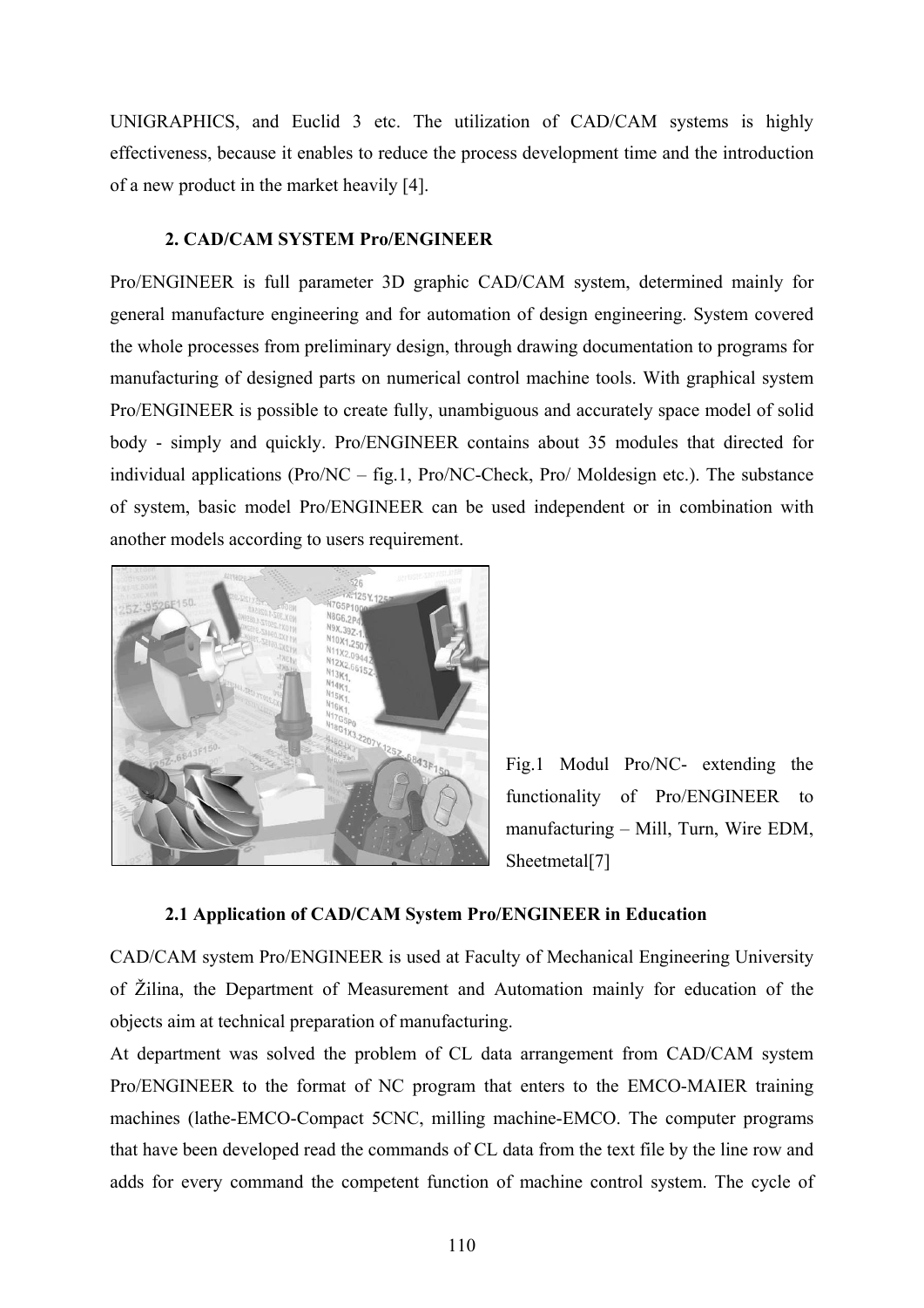UNIGRAPHICS, and Euclid 3 etc. The utilization of CAD/CAM systems is highly effectiveness, because it enables to reduce the process development time and the introduction of a new product in the market heavily [4].

## 2. CAD/CAM SYSTEM Pro/ENGINEER

Pro/ENGINEER is full parameter 3D graphic CAD/CAM system, determined mainly for general manufacture engineering and for automation of design engineering. System covered the whole processes from preliminary design, through drawing documentation to programs for manufacturing of designed parts on numerical control machine tools. With graphical system Pro/ENGINEER is possible to create fully, unambiguous and accurately space model of solid body - simply and quickly. Pro/ENGINEER contains about 35 modules that directed for individual applications (Pro/NC – fig.1, Pro/NC-Check, Pro/ Moldesign etc.). The substance of system, basic model Pro/ENGINEER can be used independent or in combination with another models according to users requirement.

Fig.1 Modul Pro/NC- extending the functionality of Pro/ENGINEER to manufacturing – Mill, Turn, Wire EDM, Sheetmetal[7]

### 2.1 Application of CAD/CAM System Pro/ENGINEER in Education

CAD/CAM system Pro/ENGINEER is used at Faculty of Mechanical Engineering University of Žilina, the Department of Measurement and Automation mainly for education of the objects aim at technical preparation of manufacturing.

At department was solved the problem of CL data arrangement from CAD/CAM system Pro/ENGINEER to the format of NC program that enters to the EMCO-MAIER training machines (lathe-EMCO-Compact 5CNC, milling machine-EMCO. The computer programs that have been developed read the commands of CL data from the text file by the line row and adds for every command the competent function of machine control system. The cycle of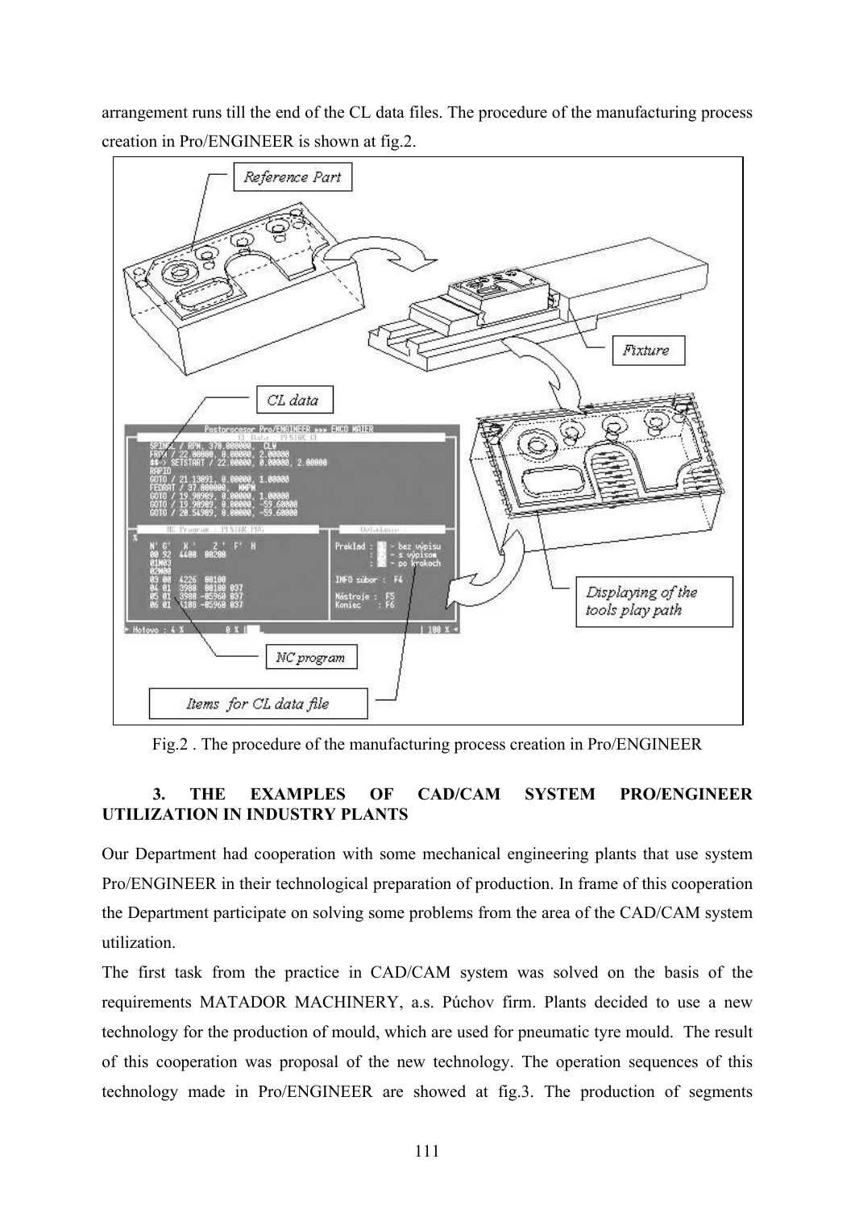arrangement runs till the end of the CL data files. The procedure of the manufacturing process creation in Pro/ENGINEER is shown at fig.2.

Fig.2 . The procedure of the manufacturing process creation in Pro/ENGINEER

### 3. THE EXAMPLES OF CAD/CAM SYSTEM PRO/ENGINEER UTILIZATION IN INDUSTRY PLANTS

Our Department had cooperation with some mechanical engineering plants that use system Pro/ENGINEER in their technological preparation of production. In frame of this cooperation the Department participate on solving some problems from the area of the CAD/CAM system utilization.

The first task from the practice in CAD/CAM system was solved on the basis of the requirements MATADOR MACHINERY, a.s. Púchov firm. Plants decided to use a new technology for the production of mould, which are used for pneumatic tyre mould. The result of this cooperation was proposal of the new technology. The operation sequences of this technology made in Pro/ENGINEER are showed at fig.3. The production of segments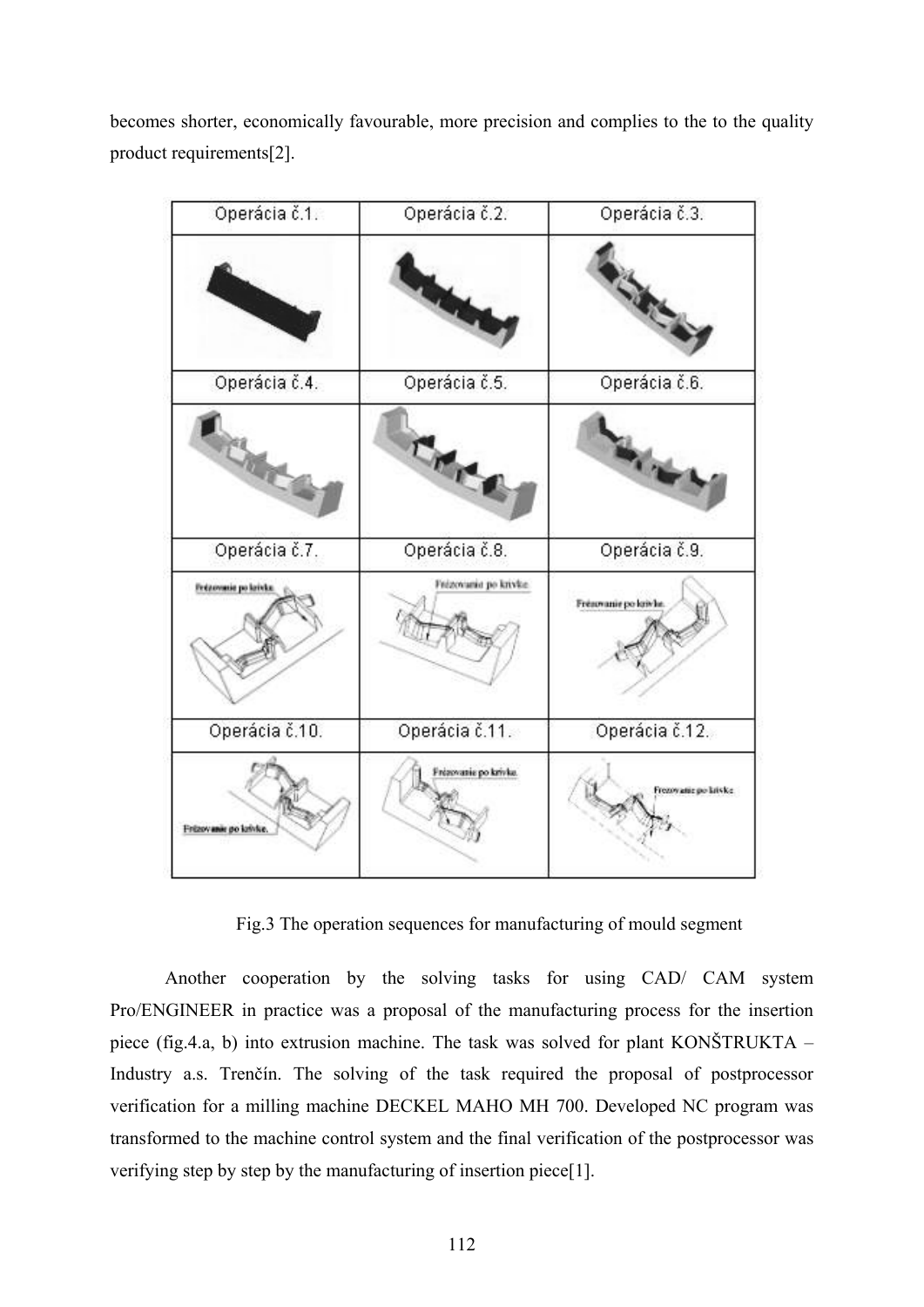becomes shorter, economically favourable, more precision and complies to the to the quality product requirements[2].

| Operácia č.1. | Operácia č.2. | Operácia č.3. |
| --- | --- | --- |
| | | |
| Operácia č.4. | Operácia č.5. | Operácia č.6. |
| | | |
| Operácia č.7. | Operácia č.8. | Operácia č.9. |
| Frézovanie po krivke. | Frézovanie po krivke. | Frézovanie po krivke. |
| Operácia č.10. | Operácia č.11. | Operácia č.12. |
| Frézovanie po krivke. | Frézovanie po krivke. | Frezovanie po krivke. |

Fig.3 The operation sequences for manufacturing of mould segment

Another cooperation by the solving tasks for using CAD/ CAM system Pro/ENGINEER in practice was a proposal of the manufacturing process for the insertion piece (fig.4.a, b) into extrusion machine. The task was solved for plant KONŠTRUKTA – Industry a.s. Trenčín. The solving of the task required the proposal of postprocessor verification for a milling machine DECKEL MAHO MH 700. Developed NC program was transformed to the machine control system and the final verification of the postprocessor was verifying step by step by the manufacturing of insertion piece[1].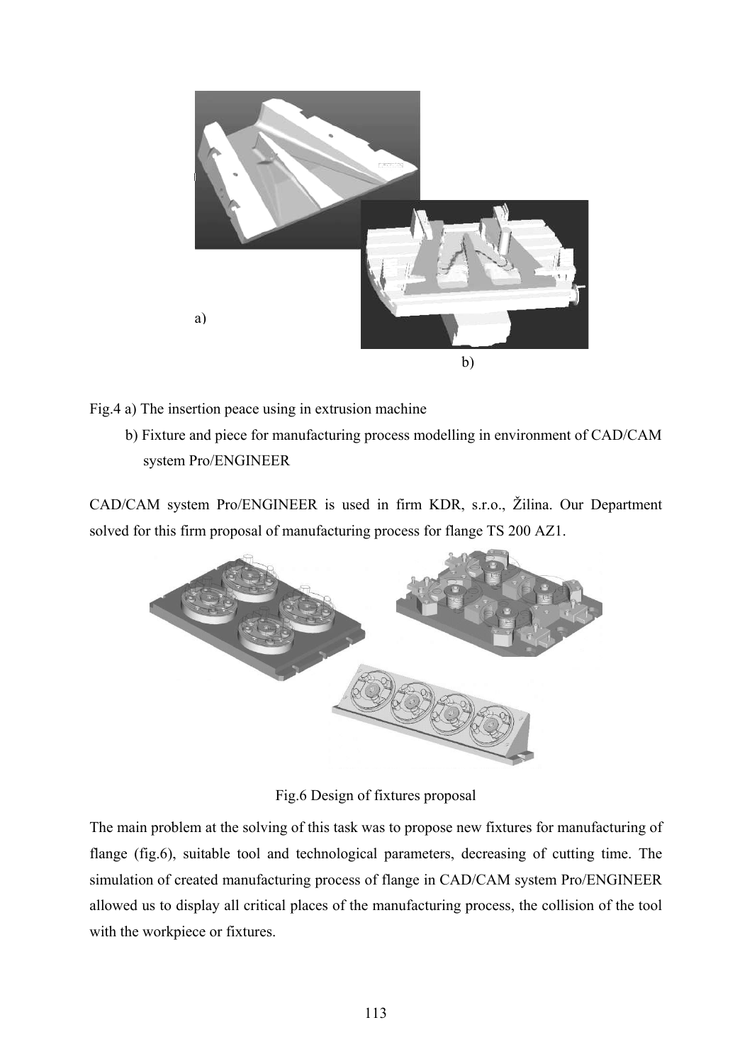a)

b)

Fig.4 a) The insertion peace using in extrusion machine

b) Fixture and piece for manufacturing process modelling in environment of CAD/CAM system Pro/ENGINEER

CAD/CAM system Pro/ENGINEER is used in firm KDR, s.r.o., Žilina. Our Department solved for this firm proposal of manufacturing process for flange TS 200 AZ1.

Fig.6 Design of fixtures proposal

The main problem at the solving of this task was to propose new fixtures for manufacturing of flange (fig.6), suitable tool and technological parameters, decreasing of cutting time. The simulation of created manufacturing process of flange in CAD/CAM system Pro/ENGINEER allowed us to display all critical places of the manufacturing process, the collision of the tool with the workpiece or fixtures.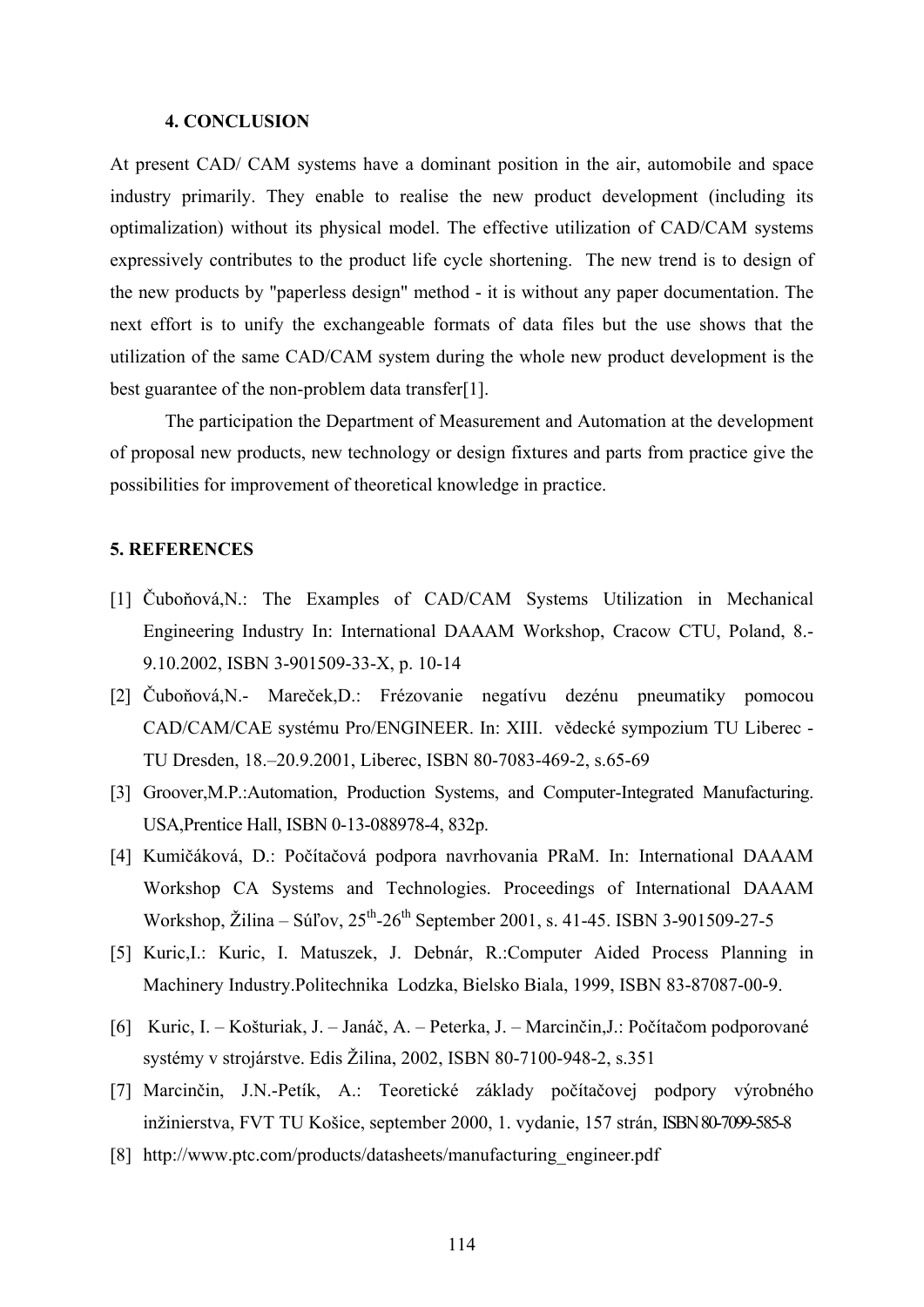### 4. CONCLUSION

At present CAD/ CAM systems have a dominant position in the air, automobile and space industry primarily. They enable to realise the new product development (including its optimalization) without its physical model. The effective utilization of CAD/CAM systems expressively contributes to the product life cycle shortening. The new trend is to design of the new products by "paperless design" method - it is without any paper documentation. The next effort is to unify the exchangeable formats of data files but the use shows that the utilization of the same CAD/CAM system during the whole new product development is the best guarantee of the non-problem data transfer[1].

The participation the Department of Measurement and Automation at the development of proposal new products, new technology or design fixtures and parts from practice give the possibilities for improvement of theoretical knowledge in practice.

### 5. REFERENCES

[1] Čuboňová,N.: The Examples of CAD/CAM Systems Utilization in Mechanical Engineering Industry In: International DAAAM Workshop, Cracow CTU, Poland, 8.-9.10.2002, ISBN 3-901509-33-X, p. 10-14

[2] Čuboňová,N.- Mareček,D.: Frézovanie negatívu dezénu pneumatiky pomocou CAD/CAM/CAE systému Pro/ENGINEER. In: XIII. vědecké sympozium TU Liberec - TU Dresden, 18.–20.9.2001, Liberec, ISBN 80-7083-469-2, s.65-69

[3] Groover,M.P.:Automation, Production Systems, and Computer-Integrated Manufacturing. USA,Prentice Hall, ISBN 0-13-088978-4, 832p.

[4] Kumičáková, D.: Počítačová podpora navrhovania PRaM. In: International DAAAM Workshop CA Systems and Technologies. Proceedings of International DAAAM Workshop, Žilina – Súľov, 25th-26th September 2001, s. 41-45. ISBN 3-901509-27-5

[5] Kuric,I.: Kuric, I. Matuszek, J. Debnár, R.:Computer Aided Process Planning in Machinery Industry.Politechnika Lodzka, Bielsko Biala, 1999, ISBN 83-87087-00-9.

[6] Kuric, I. – Košturiak, J. – Janáč, A. – Peterka, J. – Marcinčin,J.: Počítačom podporované systémy v strojárstve. Edis Žilina, 2002, ISBN 80-7100-948-2, s.351

[7] Marcinčin, J.N.-Petík, A.: Teoretické základy počítačovej podpory výrobného inžinierstva, FVT TU Košice, september 2000, 1. vydanie, 157 strán, ISBN 80-7099-585-8

[8] http://www.ptc.com/products/datasheets/manufacturing_engineer.pdf